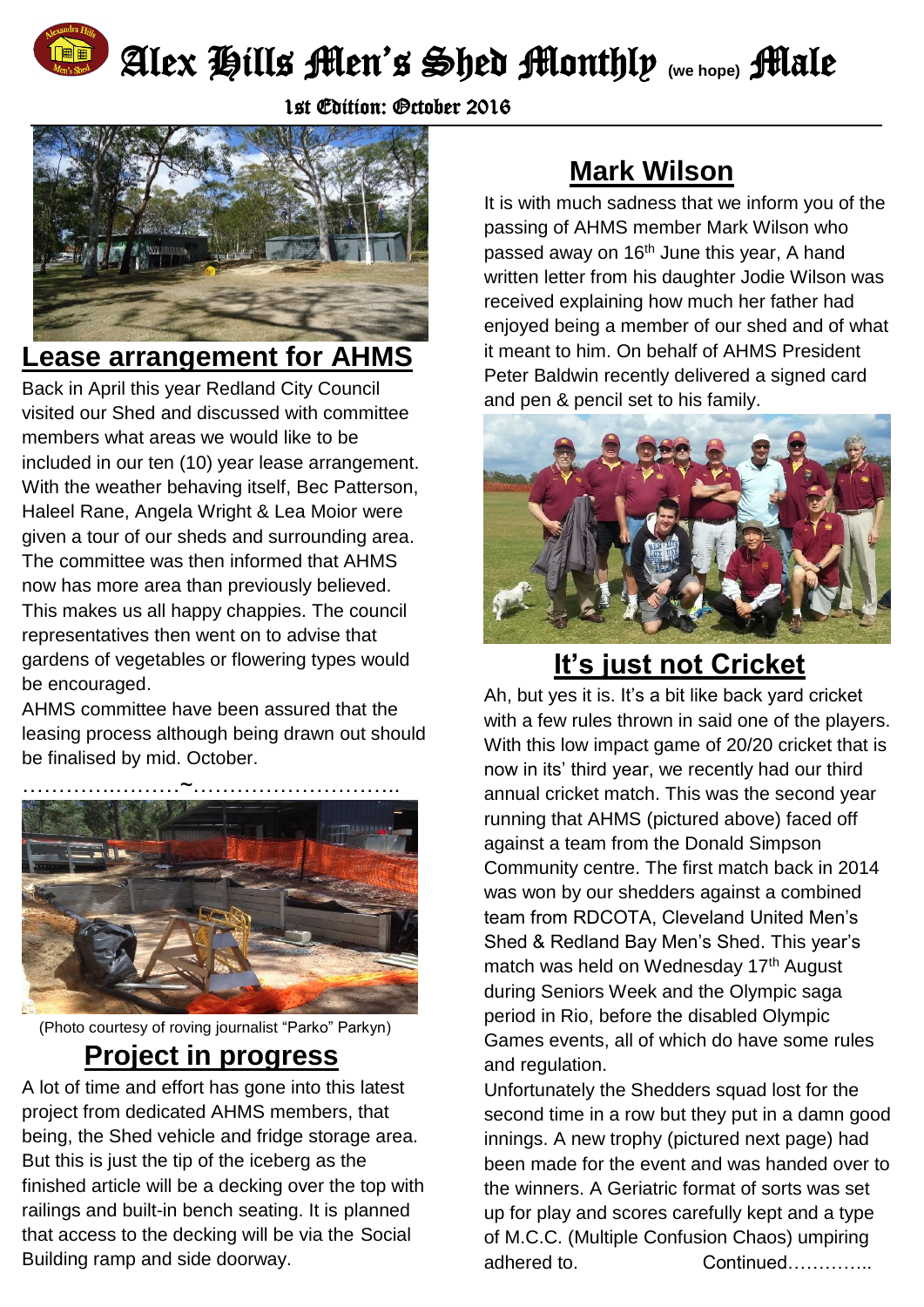# Alex Hills Men's Shed Monthly (we hope) Male

1st Edition: October 2016

## Lease arrangement for AHMS

Back in April this year Redland City Council visited our Shed and discussed with committee members what areas we would like to be included in our ten (10) year lease arrangement. With the weather behaving itself, Bec Patterson, Haleel Rane, Angela Wright & Lea Moior were given a tour of our sheds and surrounding area. The committee was then informed that AHMS now has more area than previously believed. This makes us all happy chappies. The council representatives then went on to advise that gardens of vegetables or flowering types would be encouraged.

AHMS committee have been assured that the leasing process although being drawn out should be finalised by mid. October.

…………………~………………………..

(Photo courtesy of roving journalist "Parko" Parkyn)

## Project in progress

A lot of time and effort has gone into this latest project from dedicated AHMS members, that being, the Shed vehicle and fridge storage area. But this is just the tip of the iceberg as the finished article will be a decking over the top with railings and built-in bench seating. It is planned that access to the decking will be via the Social Building ramp and side doorway.

## Mark Wilson

It is with much sadness that we inform you of the passing of AHMS member Mark Wilson who passed away on 16th June this year, A hand written letter from his daughter Jodie Wilson was received explaining how much her father had enjoyed being a member of our shed and of what it meant to him. On behalf of AHMS President Peter Baldwin recently delivered a signed card and pen & pencil set to his family.

## It's just not Cricket

Ah, but yes it is. It's a bit like back yard cricket with a few rules thrown in said one of the players. With this low impact game of 20/20 cricket that is now in its' third year, we recently had our third annual cricket match. This was the second year running that AHMS (pictured above) faced off against a team from the Donald Simpson Community centre. The first match back in 2014 was won by our shedders against a combined team from RDCOTA, Cleveland United Men's Shed & Redland Bay Men's Shed. This year's match was held on Wednesday 17th August during Seniors Week and the Olympic saga period in Rio, before the disabled Olympic Games events, all of which do have some rules and regulation.

Unfortunately the Shedders squad lost for the second time in a row but they put in a damn good innings. A new trophy (pictured next page) had been made for the event and was handed over to the winners. A Geriatric format of sorts was set up for play and scores carefully kept and a type of M.C.C. (Multiple Confusion Chaos) umpiring adhered to. Continued…………..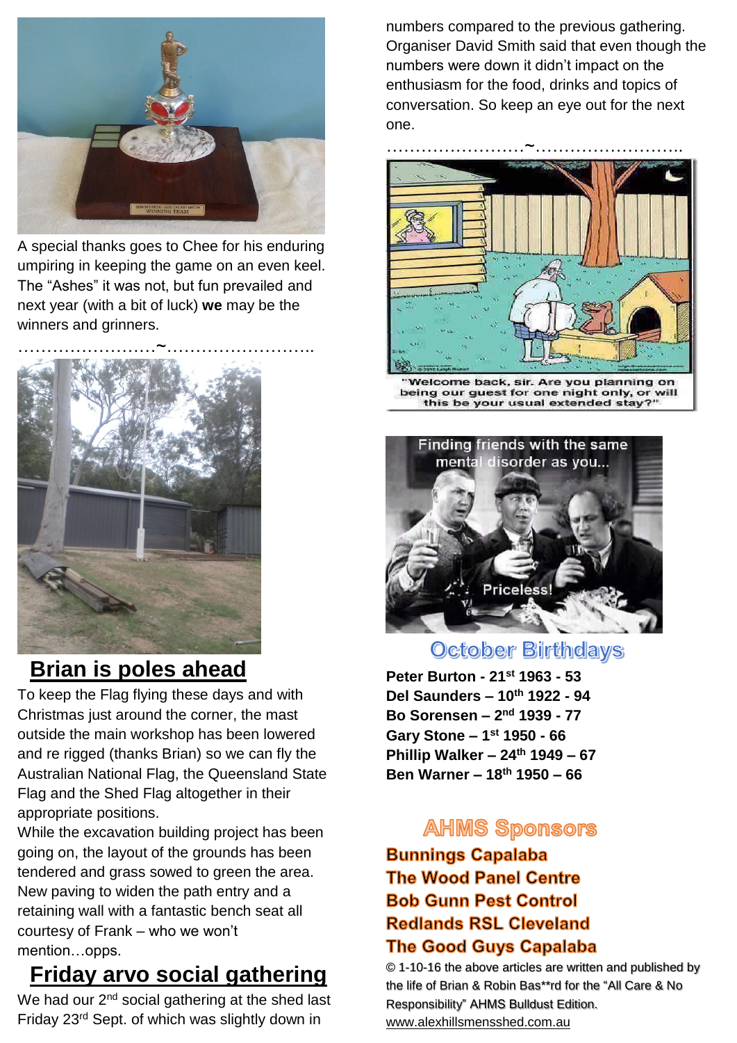A special thanks goes to Chee for his enduring umpiring in keeping the game on an even keel. The “Ashes” it was not, but fun prevailed and next year (with a bit of luck) **we** may be the winners and grinners.

……………………~……………………..

## Brian is poles ahead

To keep the Flag flying these days and with Christmas just around the corner, the mast outside the main workshop has been lowered and re rigged (thanks Brian) so we can fly the Australian National Flag, the Queensland State Flag and the Shed Flag altogether in their appropriate positions.

While the excavation building project has been going on, the layout of the grounds has been tendered and grass sowed to green the area. New paving to widen the path entry and a retaining wall with a fantastic bench seat all courtesy of Frank – who we won’t mention…opps.

## Friday arvo social gathering

We had our 2nd social gathering at the shed last Friday 23rd Sept. of which was slightly down in numbers compared to the previous gathering. Organiser David Smith said that even though the numbers were down it didn’t impact on the enthusiasm for the food, drinks and topics of conversation. So keep an eye out for the next one.

……………………~……………………..

"Welcome back, sir. Are you planning on being our guest for one night only, or will this be your usual extended stay?"

## October Birthdays

**Peter Burton - 21st 1963 - 53**
**Del Saunders – 10th 1922 - 94**
**Bo Sorensen – 2nd 1939 - 77**
**Gary Stone – 1st 1950 - 66**
**Phillip Walker – 24th 1949 – 67**
**Ben Warner – 18th 1950 – 66**

## AHMS Sponsors

**Bunnings Capalaba**
**The Wood Panel Centre**
**Bob Gunn Pest Control**
**Redlands RSL Cleveland**
**The Good Guys Capalaba**

© 1-10-16 the above articles are written and published by the life of Brian & Robin Bas**rd for the “All Care & No Responsibility” AHMS Bulldust Edition.
www.alexhillsmensshed.com.au